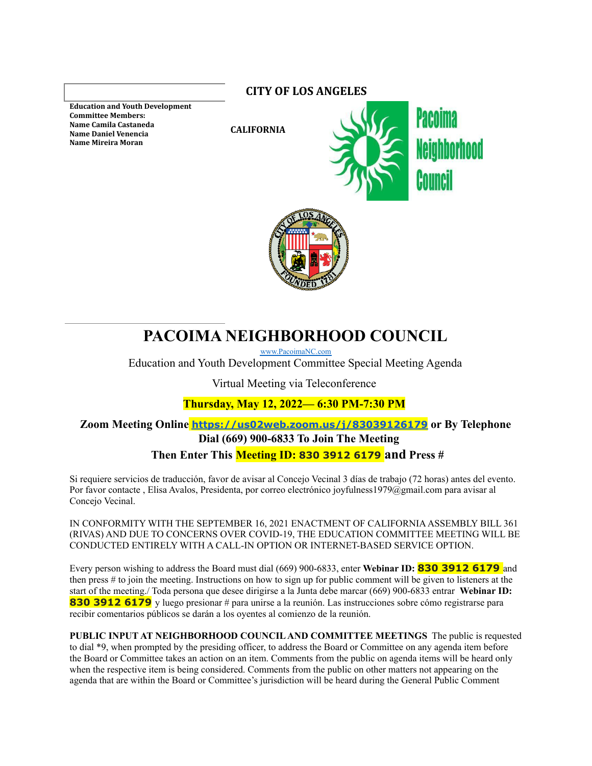**Education and Youth Development Committee Members:**
**Name Camila Castaneda**
**Name Daniel Venencia**
**Name Mireira Moran**

**CITY OF LOS ANGELES**

**CALIFORNIA**

Pacoima Neighborhood Council

# PACOIMA NEIGHBORHOOD COUNCIL

www.PacoimaNC.com

Education and Youth Development Committee Special Meeting Agenda

Virtual Meeting via Teleconference

**Thursday, May 12, 2022— 6:30 PM-7:30 PM**

**Zoom Meeting Online https://us02web.zoom.us/j/83039126179 or By Telephone Dial (669) 900-6833 To Join The Meeting**
**Then Enter This Meeting ID: 830 3912 6179 and Press #**

Si requiere servicios de traducción, favor de avisar al Concejo Vecinal 3 días de trabajo (72 horas) antes del evento. Por favor contacte , Elisa Avalos, Presidenta, por correo electrónico joyfulness1979@gmail.com para avisar al Concejo Vecinal.

IN CONFORMITY WITH THE SEPTEMBER 16, 2021 ENACTMENT OF CALIFORNIA ASSEMBLY BILL 361 (RIVAS) AND DUE TO CONCERNS OVER COVID-19, THE EDUCATION COMMITTEE MEETING WILL BE CONDUCTED ENTIRELY WITH A CALL-IN OPTION OR INTERNET-BASED SERVICE OPTION.

Every person wishing to address the Board must dial (669) 900-6833, enter **Webinar ID: 830 3912 6179** and then press # to join the meeting. Instructions on how to sign up for public comment will be given to listeners at the start of the meeting./ Toda persona que desee dirigirse a la Junta debe marcar (669) 900-6833 entrar **Webinar ID: 830 3912 6179** y luego presionar # para unirse a la reunión. Las instrucciones sobre cómo registrarse para recibir comentarios públicos se darán a los oyentes al comienzo de la reunión.

**PUBLIC INPUT AT NEIGHBORHOOD COUNCIL AND COMMITTEE MEETINGS** The public is requested to dial *9, when prompted by the presiding officer, to address the Board or Committee on any agenda item before the Board or Committee takes an action on an item. Comments from the public on agenda items will be heard only when the respective item is being considered. Comments from the public on other matters not appearing on the agenda that are within the Board or Committee's jurisdiction will be heard during the General Public Comment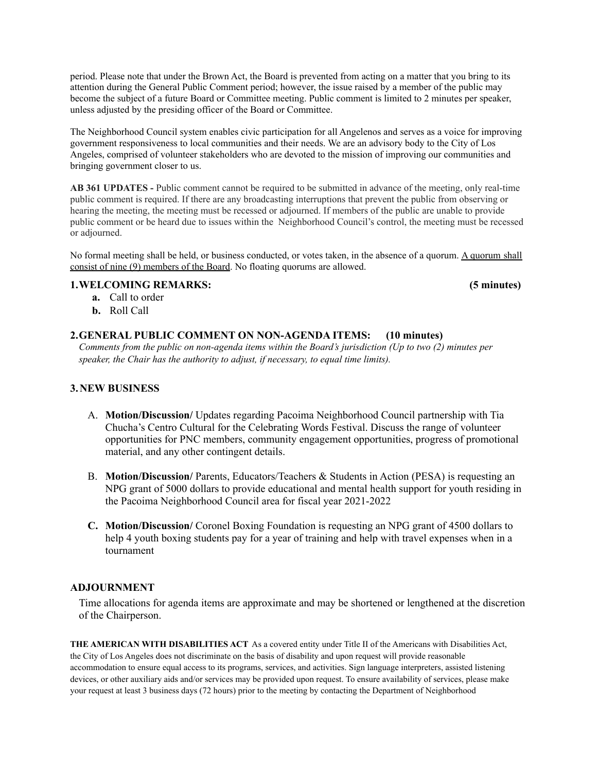period. Please note that under the Brown Act, the Board is prevented from acting on a matter that you bring to its attention during the General Public Comment period; however, the issue raised by a member of the public may become the subject of a future Board or Committee meeting. Public comment is limited to 2 minutes per speaker, unless adjusted by the presiding officer of the Board or Committee.

The Neighborhood Council system enables civic participation for all Angelenos and serves as a voice for improving government responsiveness to local communities and their needs. We are an advisory body to the City of Los Angeles, comprised of volunteer stakeholders who are devoted to the mission of improving our communities and bringing government closer to us.

**AB 361 UPDATES -** Public comment cannot be required to be submitted in advance of the meeting, only real-time public comment is required. If there are any broadcasting interruptions that prevent the public from observing or hearing the meeting, the meeting must be recessed or adjourned. If members of the public are unable to provide public comment or be heard due to issues within the Neighborhood Council's control, the meeting must be recessed or adjourned.

No formal meeting shall be held, or business conducted, or votes taken, in the absence of a quorum. <u>A quorum shall consist of nine (9) members of the Board</u>. No floating quorums are allowed.

### 1. WELCOMING REMARKS: (5 minutes)

- **a.** Call to order
- **b.** Roll Call

### 2. GENERAL PUBLIC COMMENT ON NON-AGENDA ITEMS: (10 minutes)

*Comments from the public on non-agenda items within the Board's jurisdiction (Up to two (2) minutes per speaker, the Chair has the authority to adjust, if necessary, to equal time limits).*

### 3. NEW BUSINESS

A. **Motion/Discussion/** Updates regarding Pacoima Neighborhood Council partnership with Tia Chucha's Centro Cultural for the Celebrating Words Festival. Discuss the range of volunteer opportunities for PNC members, community engagement opportunities, progress of promotional material, and any other contingent details.

B. **Motion/Discussion/** Parents, Educators/Teachers & Students in Action (PESA) is requesting an NPG grant of 5000 dollars to provide educational and mental health support for youth residing in the Pacoima Neighborhood Council area for fiscal year 2021-2022

**C. Motion/Discussion/** Coronel Boxing Foundation is requesting an NPG grant of 4500 dollars to help 4 youth boxing students pay for a year of training and help with travel expenses when in a tournament

### ADJOURNMENT

Time allocations for agenda items are approximate and may be shortened or lengthened at the discretion of the Chairperson.

**THE AMERICAN WITH DISABILITIES ACT** As a covered entity under Title II of the Americans with Disabilities Act, the City of Los Angeles does not discriminate on the basis of disability and upon request will provide reasonable accommodation to ensure equal access to its programs, services, and activities. Sign language interpreters, assisted listening devices, or other auxiliary aids and/or services may be provided upon request. To ensure availability of services, please make your request at least 3 business days (72 hours) prior to the meeting by contacting the Department of Neighborhood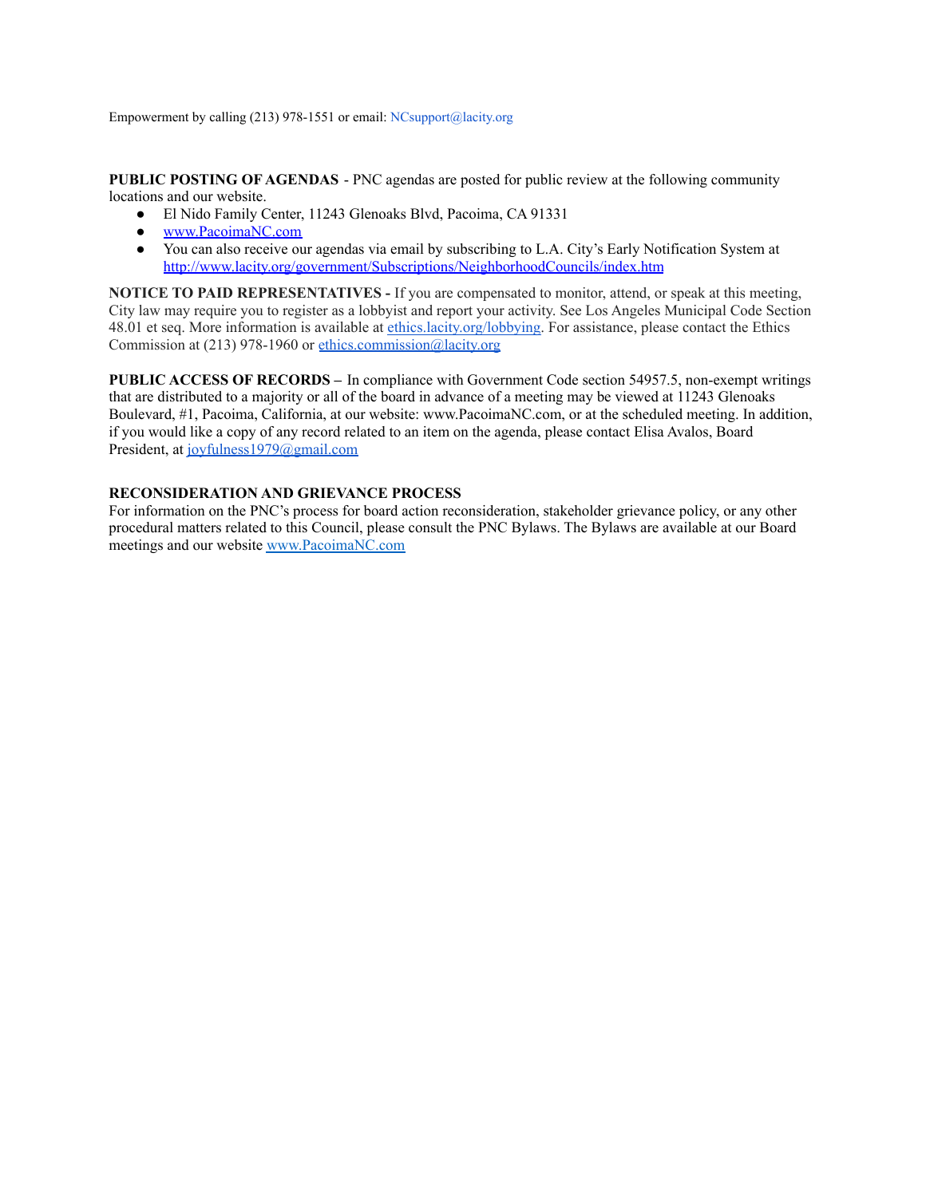Empowerment by calling (213) 978-1551 or email: NCsupport@lacity.org

**PUBLIC POSTING OF AGENDAS** - PNC agendas are posted for public review at the following community locations and our website.

- El Nido Family Center, 11243 Glenoaks Blvd, Pacoima, CA 91331
- www.PacoimaNC.com
- You can also receive our agendas via email by subscribing to L.A. City's Early Notification System at http://www.lacity.org/government/Subscriptions/NeighborhoodCouncils/index.htm

**NOTICE TO PAID REPRESENTATIVES -** If you are compensated to monitor, attend, or speak at this meeting, City law may require you to register as a lobbyist and report your activity. See Los Angeles Municipal Code Section 48.01 et seq. More information is available at ethics.lacity.org/lobbying. For assistance, please contact the Ethics Commission at (213) 978-1960 or ethics.commission@lacity.org

**PUBLIC ACCESS OF RECORDS –** In compliance with Government Code section 54957.5, non-exempt writings that are distributed to a majority or all of the board in advance of a meeting may be viewed at 11243 Glenoaks Boulevard, #1, Pacoima, California, at our website: www.PacoimaNC.com, or at the scheduled meeting. In addition, if you would like a copy of any record related to an item on the agenda, please contact Elisa Avalos, Board President, at joyfulness1979@gmail.com

**RECONSIDERATION AND GRIEVANCE PROCESS**

For information on the PNC's process for board action reconsideration, stakeholder grievance policy, or any other procedural matters related to this Council, please consult the PNC Bylaws. The Bylaws are available at our Board meetings and our website www.PacoimaNC.com